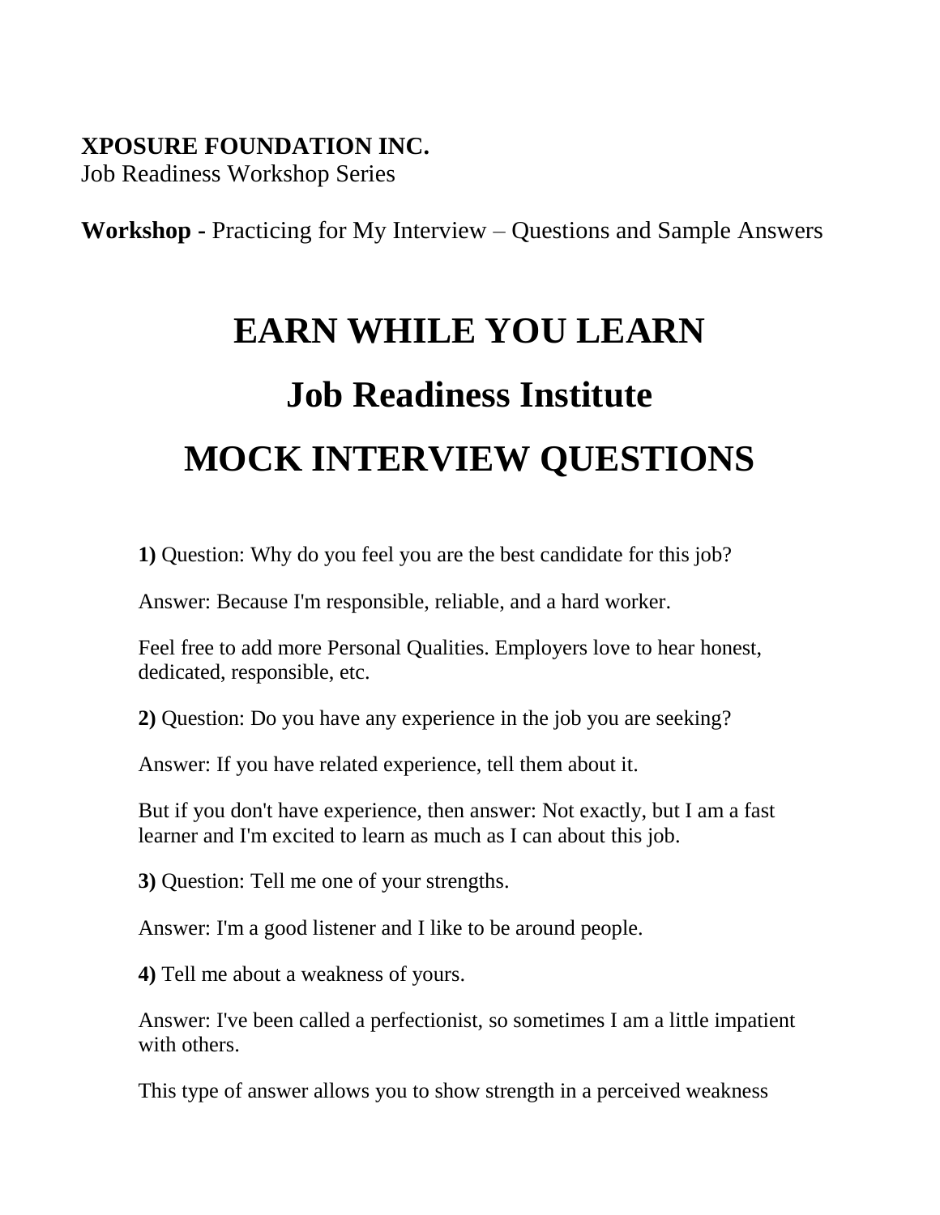**XPOSURE FOUNDATION INC.**
Job Readiness Workshop Series

**Workshop -** Practicing for My Interview – Questions and Sample Answers

# EARN WHILE YOU LEARN

# Job Readiness Institute

# MOCK INTERVIEW QUESTIONS

**1)** Question: Why do you feel you are the best candidate for this job?

Answer: Because I'm responsible, reliable, and a hard worker.

Feel free to add more Personal Qualities. Employers love to hear honest, dedicated, responsible, etc.

**2)** Question: Do you have any experience in the job you are seeking?

Answer: If you have related experience, tell them about it.

But if you don't have experience, then answer: Not exactly, but I am a fast learner and I'm excited to learn as much as I can about this job.

**3)** Question: Tell me one of your strengths.

Answer: I'm a good listener and I like to be around people.

**4)** Tell me about a weakness of yours.

Answer: I've been called a perfectionist, so sometimes I am a little impatient with others.

This type of answer allows you to show strength in a perceived weakness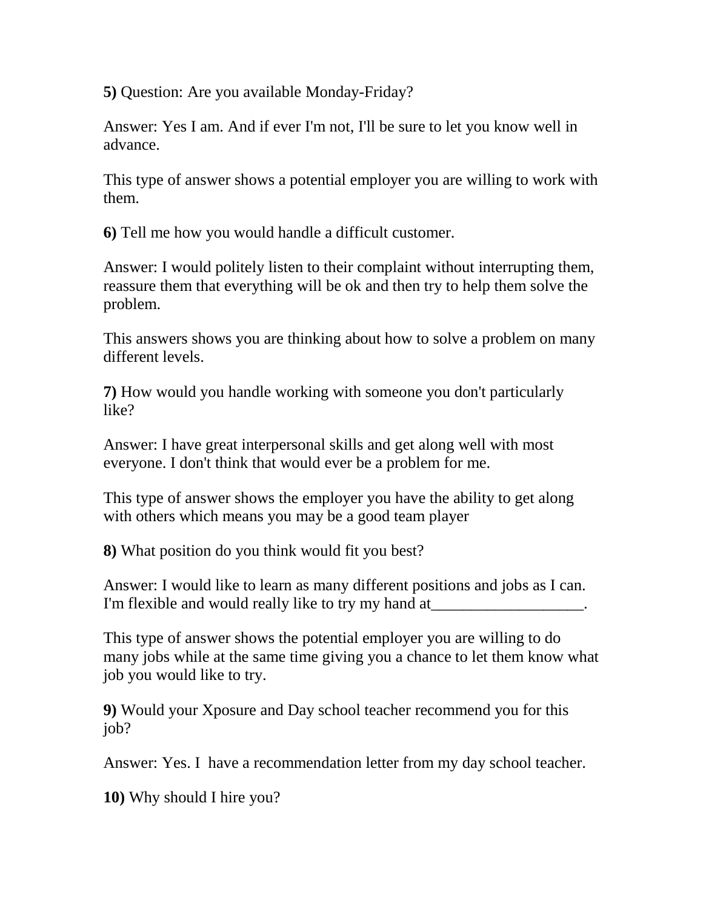**5)** Question: Are you available Monday-Friday?

Answer: Yes I am. And if ever I'm not, I'll be sure to let you know well in advance.

This type of answer shows a potential employer you are willing to work with them.

**6)** Tell me how you would handle a difficult customer.

Answer: I would politely listen to their complaint without interrupting them, reassure them that everything will be ok and then try to help them solve the problem.

This answers shows you are thinking about how to solve a problem on many different levels.

**7)** How would you handle working with someone you don't particularly like?

Answer: I have great interpersonal skills and get along well with most everyone. I don't think that would ever be a problem for me.

This type of answer shows the employer you have the ability to get along with others which means you may be a good team player

**8)** What position do you think would fit you best?

Answer: I would like to learn as many different positions and jobs as I can. I'm flexible and would really like to try my hand at___________________.

This type of answer shows the potential employer you are willing to do many jobs while at the same time giving you a chance to let them know what job you would like to try.

**9)** Would your Xposure and Day school teacher recommend you for this job?

Answer: Yes. I have a recommendation letter from my day school teacher.

**10)** Why should I hire you?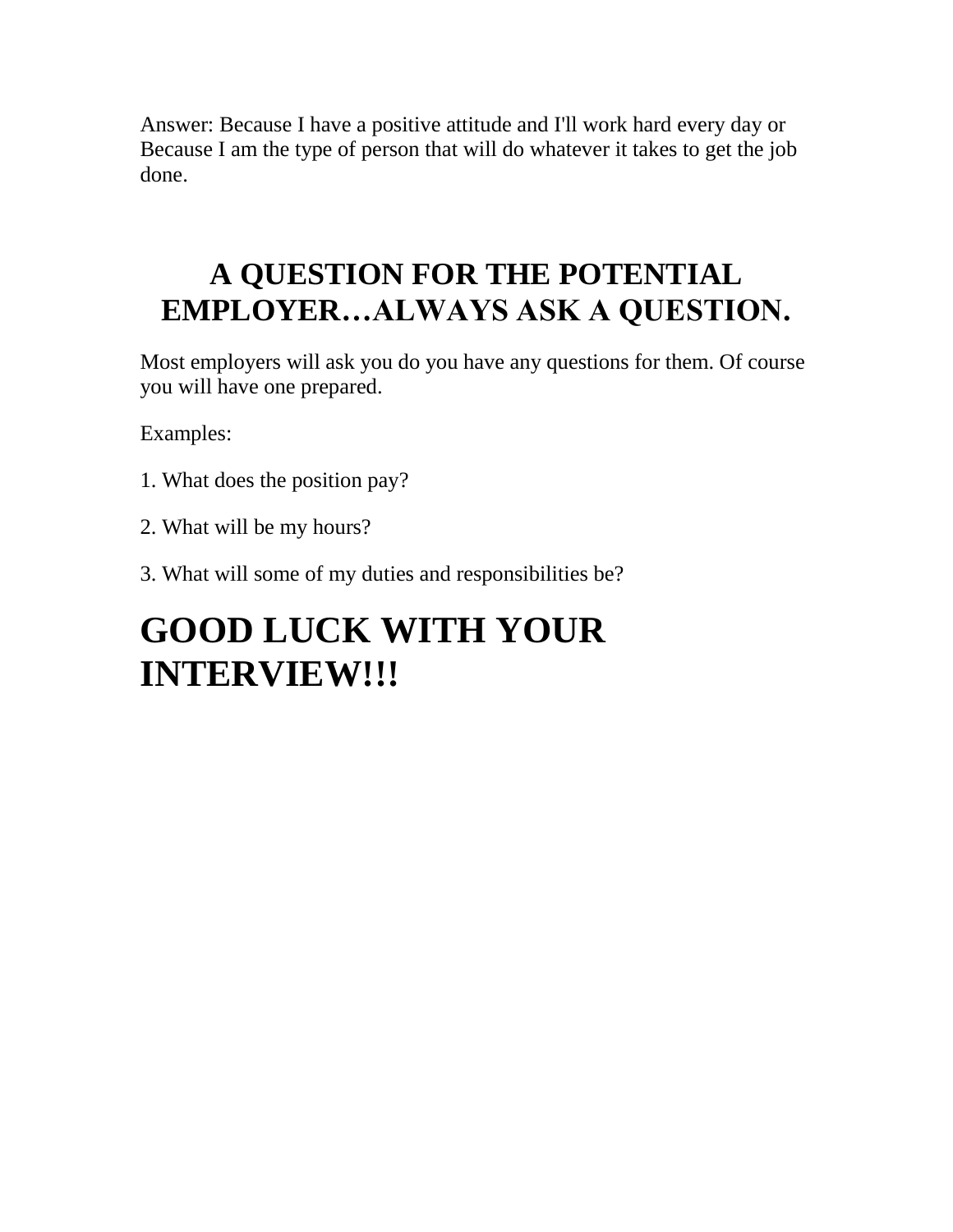Answer: Because I have a positive attitude and I'll work hard every day or Because I am the type of person that will do whatever it takes to get the job done.

## A QUESTION FOR THE POTENTIAL EMPLOYER…ALWAYS ASK A QUESTION.

Most employers will ask you do you have any questions for them. Of course you will have one prepared.

Examples:

1. What does the position pay?

2. What will be my hours?

3. What will some of my duties and responsibilities be?

# GOOD LUCK WITH YOUR INTERVIEW!!!